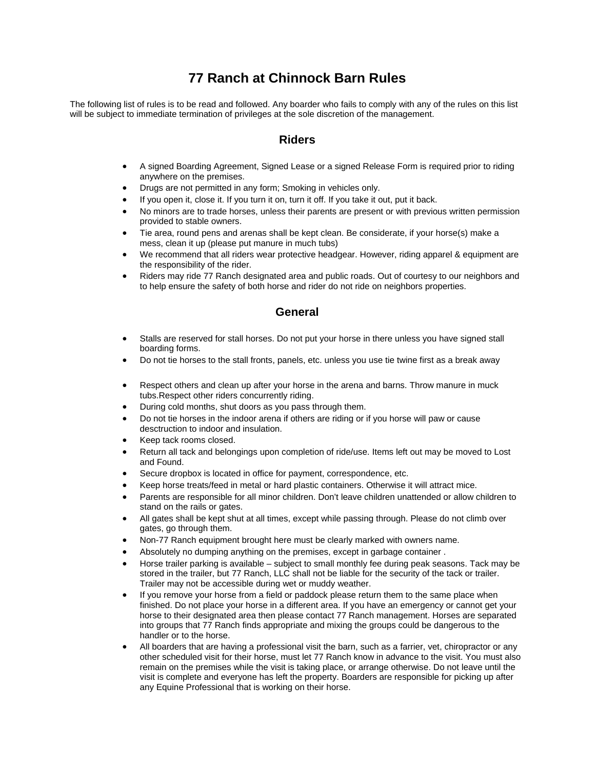# 77 Ranch at Chinnock Barn Rules

The following list of rules is to be read and followed. Any boarder who fails to comply with any of the rules on this list will be subject to immediate termination of privileges at the sole discretion of the management.

## Riders

- A signed Boarding Agreement, Signed Lease or a signed Release Form is required prior to riding anywhere on the premises.
- Drugs are not permitted in any form; Smoking in vehicles only.
- If you open it, close it. If you turn it on, turn it off. If you take it out, put it back.
- No minors are to trade horses, unless their parents are present or with previous written permission provided to stable owners.
- Tie area, round pens and arenas shall be kept clean. Be considerate, if your horse(s) make a mess, clean it up (please put manure in much tubs)
- We recommend that all riders wear protective headgear. However, riding apparel & equipment are the responsibility of the rider.
- Riders may ride 77 Ranch designated area and public roads. Out of courtesy to our neighbors and to help ensure the safety of both horse and rider do not ride on neighbors properties.

## General

- Stalls are reserved for stall horses. Do not put your horse in there unless you have signed stall boarding forms.
- Do not tie horses to the stall fronts, panels, etc. unless you use tie twine first as a break away
- Respect others and clean up after your horse in the arena and barns. Throw manure in muck tubs.Respect other riders concurrently riding.
- During cold months, shut doors as you pass through them.
- Do not tie horses in the indoor arena if others are riding or if you horse will paw or cause desctruction to indoor and insulation.
- Keep tack rooms closed.
- Return all tack and belongings upon completion of ride/use. Items left out may be moved to Lost and Found.
- Secure dropbox is located in office for payment, correspondence, etc.
- Keep horse treats/feed in metal or hard plastic containers. Otherwise it will attract mice.
- Parents are responsible for all minor children. Don't leave children unattended or allow children to stand on the rails or gates.
- All gates shall be kept shut at all times, except while passing through. Please do not climb over gates, go through them.
- Non-77 Ranch equipment brought here must be clearly marked with owners name.
- Absolutely no dumping anything on the premises, except in garbage container .
- Horse trailer parking is available – subject to small monthly fee during peak seasons. Tack may be stored in the trailer, but 77 Ranch, LLC shall not be liable for the security of the tack or trailer. Trailer may not be accessible during wet or muddy weather.
- If you remove your horse from a field or paddock please return them to the same place when finished. Do not place your horse in a different area. If you have an emergency or cannot get your horse to their designated area then please contact 77 Ranch management. Horses are separated into groups that 77 Ranch finds appropriate and mixing the groups could be dangerous to the handler or to the horse.
- All boarders that are having a professional visit the barn, such as a farrier, vet, chiropractor or any other scheduled visit for their horse, must let 77 Ranch know in advance to the visit. You must also remain on the premises while the visit is taking place, or arrange otherwise. Do not leave until the visit is complete and everyone has left the property. Boarders are responsible for picking up after any Equine Professional that is working on their horse.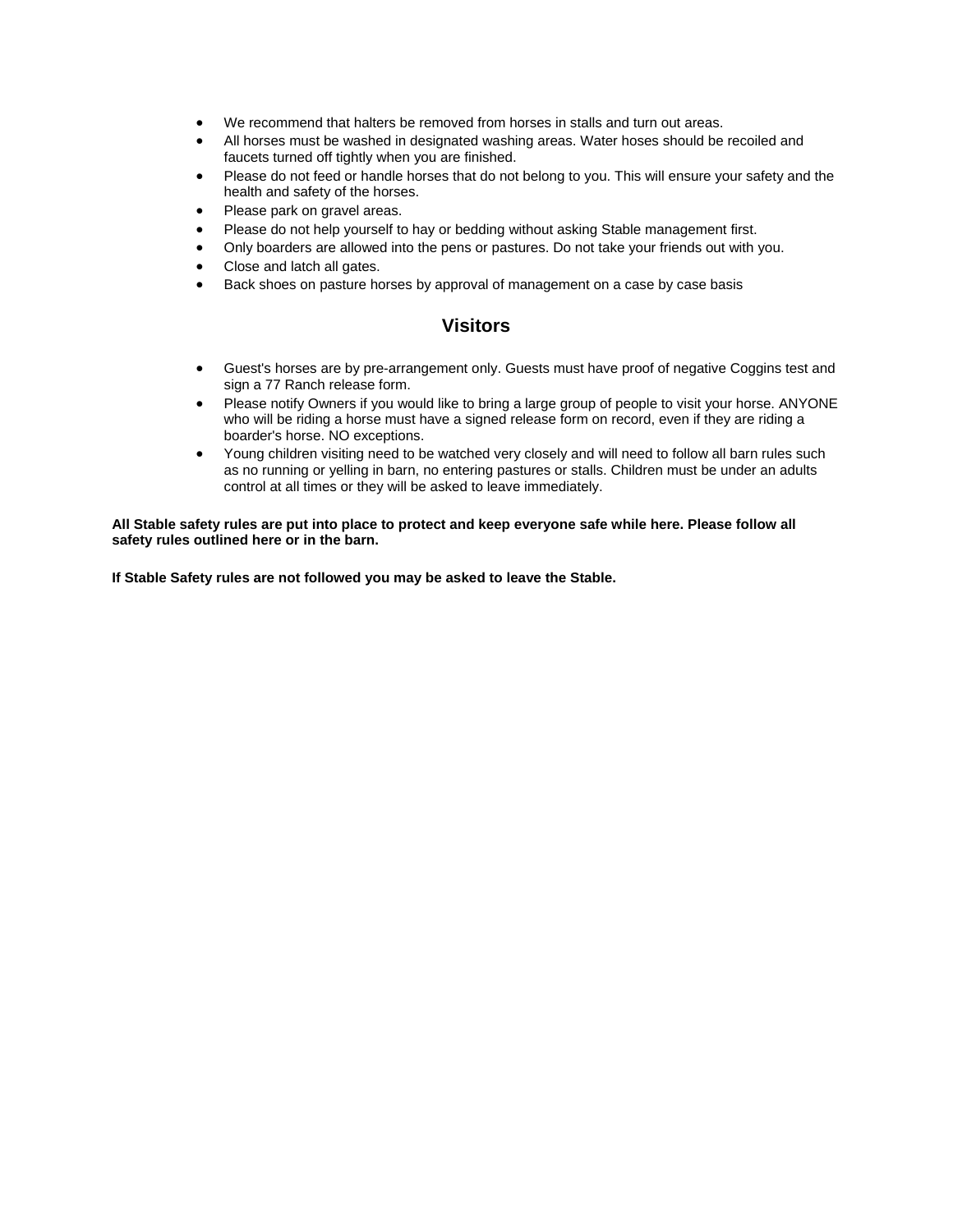- We recommend that halters be removed from horses in stalls and turn out areas.
- All horses must be washed in designated washing areas. Water hoses should be recoiled and faucets turned off tightly when you are finished.
- Please do not feed or handle horses that do not belong to you. This will ensure your safety and the health and safety of the horses.
- Please park on gravel areas.
- Please do not help yourself to hay or bedding without asking Stable management first.
- Only boarders are allowed into the pens or pastures. Do not take your friends out with you.
- Close and latch all gates.
- Back shoes on pasture horses by approval of management on a case by case basis

## Visitors

- Guest's horses are by pre-arrangement only. Guests must have proof of negative Coggins test and sign a 77 Ranch release form.
- Please notify Owners if you would like to bring a large group of people to visit your horse. ANYONE who will be riding a horse must have a signed release form on record, even if they are riding a boarder's horse. NO exceptions.
- Young children visiting need to be watched very closely and will need to follow all barn rules such as no running or yelling in barn, no entering pastures or stalls. Children must be under an adults control at all times or they will be asked to leave immediately.

**All Stable safety rules are put into place to protect and keep everyone safe while here. Please follow all safety rules outlined here or in the barn.**

**If Stable Safety rules are not followed you may be asked to leave the Stable.**